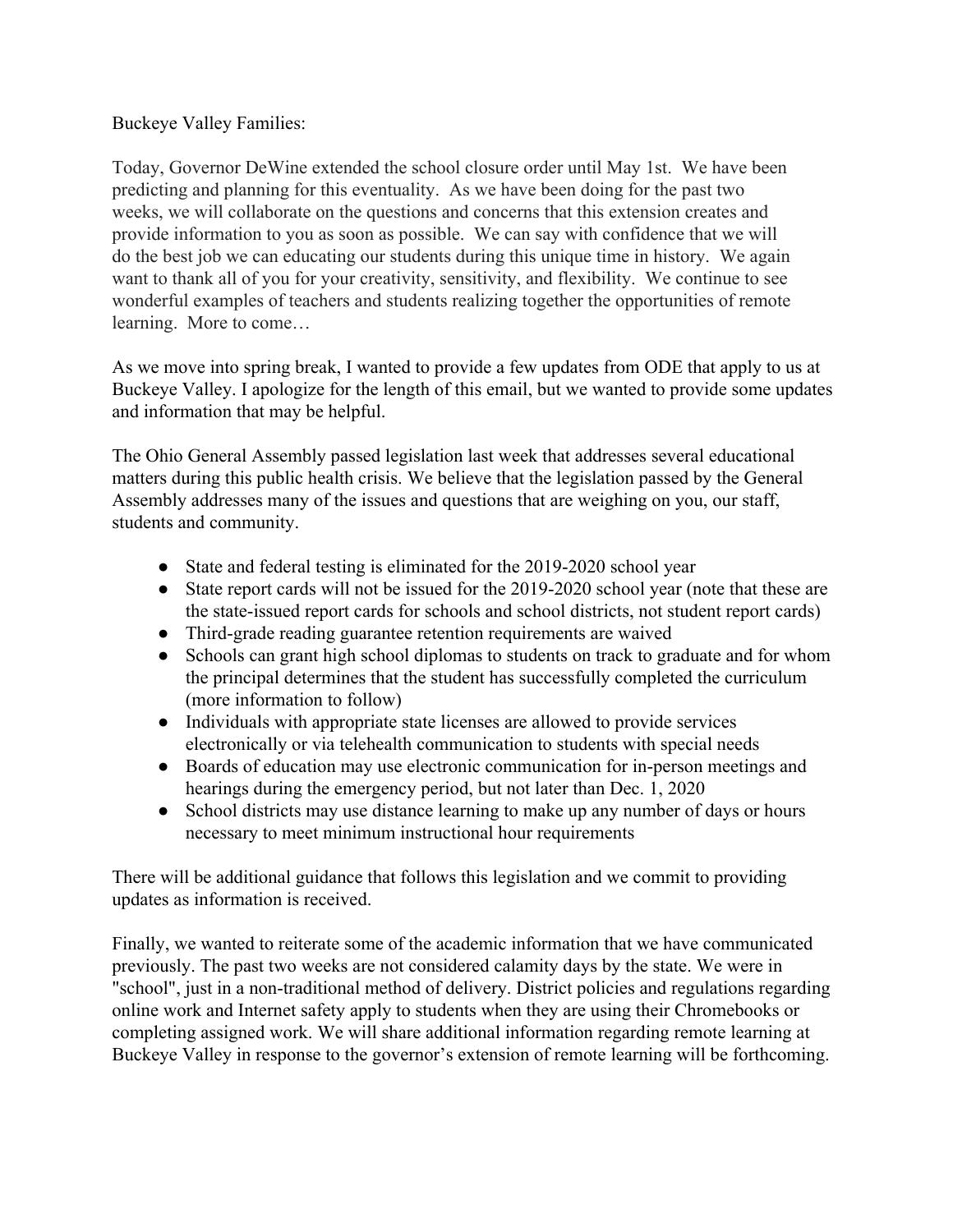Buckeye Valley Families:

Today, Governor DeWine extended the school closure order until May 1st. We have been predicting and planning for this eventuality. As we have been doing for the past two weeks, we will collaborate on the questions and concerns that this extension creates and provide information to you as soon as possible. We can say with confidence that we will do the best job we can educating our students during this unique time in history. We again want to thank all of you for your creativity, sensitivity, and flexibility. We continue to see wonderful examples of teachers and students realizing together the opportunities of remote learning. More to come…

As we move into spring break, I wanted to provide a few updates from ODE that apply to us at Buckeye Valley. I apologize for the length of this email, but we wanted to provide some updates and information that may be helpful.

The Ohio General Assembly passed legislation last week that addresses several educational matters during this public health crisis. We believe that the legislation passed by the General Assembly addresses many of the issues and questions that are weighing on you, our staff, students and community.

- State and federal testing is eliminated for the 2019-2020 school year
- State report cards will not be issued for the 2019-2020 school year (note that these are the state-issued report cards for schools and school districts, not student report cards)
- Third-grade reading guarantee retention requirements are waived
- Schools can grant high school diplomas to students on track to graduate and for whom the principal determines that the student has successfully completed the curriculum (more information to follow)
- Individuals with appropriate state licenses are allowed to provide services electronically or via telehealth communication to students with special needs
- Boards of education may use electronic communication for in-person meetings and hearings during the emergency period, but not later than Dec. 1, 2020
- School districts may use distance learning to make up any number of days or hours necessary to meet minimum instructional hour requirements

There will be additional guidance that follows this legislation and we commit to providing updates as information is received.

Finally, we wanted to reiterate some of the academic information that we have communicated previously. The past two weeks are not considered calamity days by the state. We were in "school", just in a non-traditional method of delivery. District policies and regulations regarding online work and Internet safety apply to students when they are using their Chromebooks or completing assigned work. We will share additional information regarding remote learning at Buckeye Valley in response to the governor's extension of remote learning will be forthcoming.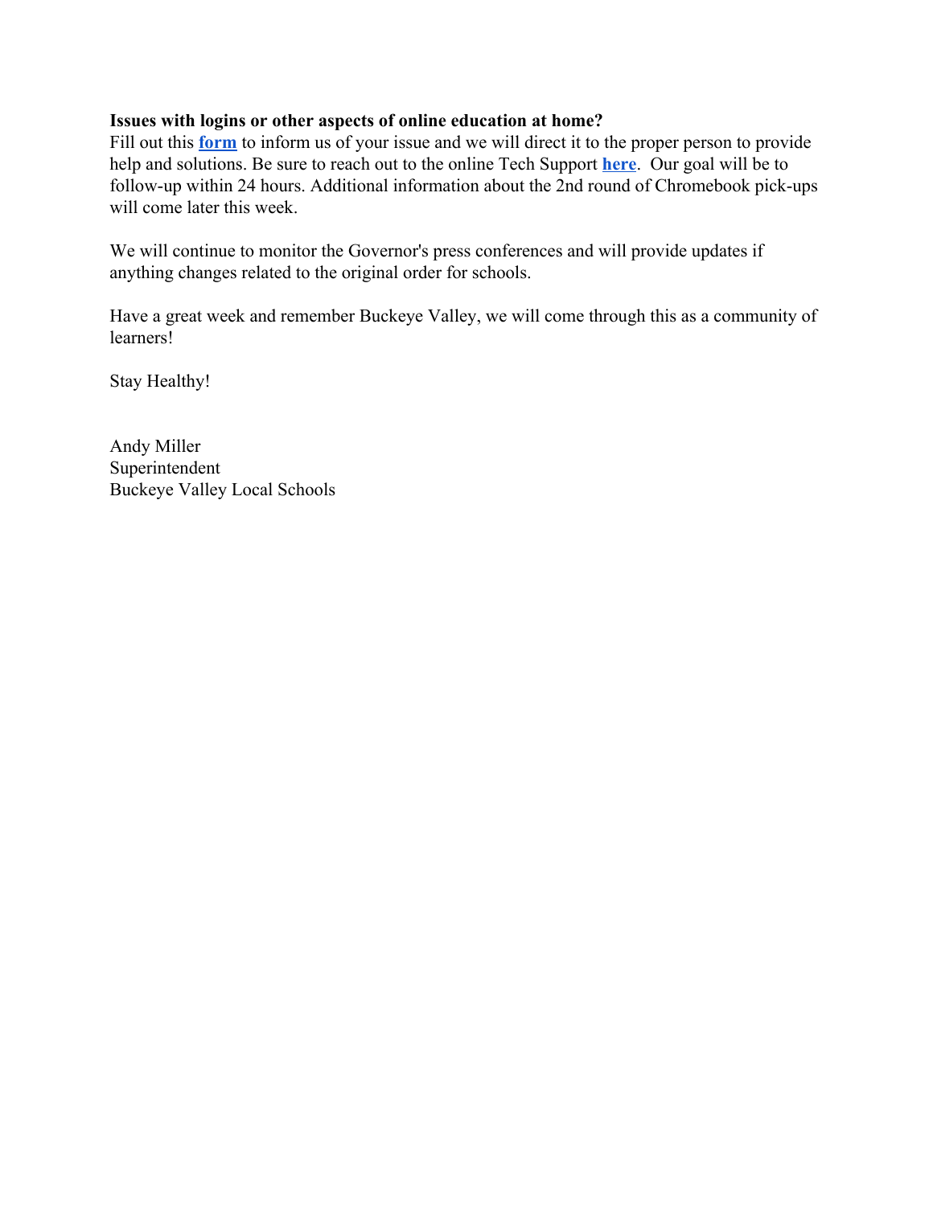**Issues with logins or other aspects of online education at home?**
Fill out this **form** to inform us of your issue and we will direct it to the proper person to provide help and solutions. Be sure to reach out to the online Tech Support **here**. Our goal will be to follow-up within 24 hours. Additional information about the 2nd round of Chromebook pick-ups will come later this week.

We will continue to monitor the Governor's press conferences and will provide updates if anything changes related to the original order for schools.

Have a great week and remember Buckeye Valley, we will come through this as a community of learners!

Stay Healthy!

Andy Miller
Superintendent
Buckeye Valley Local Schools